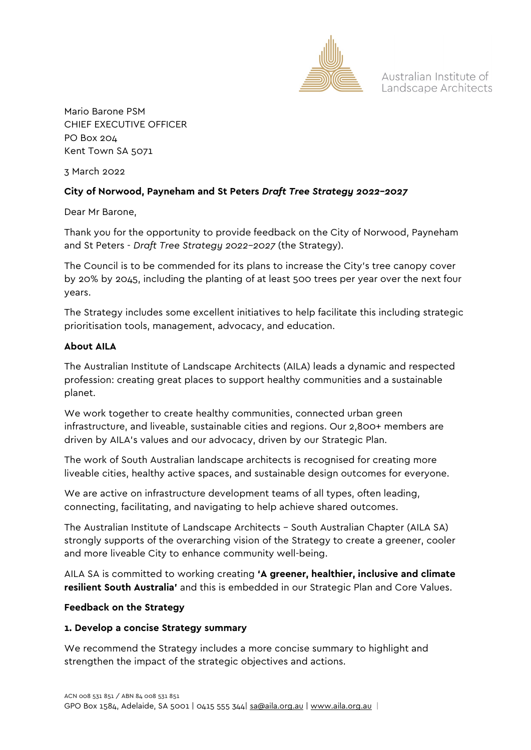Australian Institute of Landscape Architects

Mario Barone PSM
CHIEF EXECUTIVE OFFICER
PO Box 204
Kent Town SA 5071

3 March 2022

**City of Norwood, Payneham and St Peters *Draft Tree Strategy 2022–2027***

Dear Mr Barone,

Thank you for the opportunity to provide feedback on the City of Norwood, Payneham and St Peters - *Draft Tree Strategy 2022–2027* (the Strategy).

The Council is to be commended for its plans to increase the City's tree canopy cover by 20% by 2045, including the planting of at least 500 trees per year over the next four years.

The Strategy includes some excellent initiatives to help facilitate this including strategic prioritisation tools, management, advocacy, and education.

**About AILA**

The Australian Institute of Landscape Architects (AILA) leads a dynamic and respected profession: creating great places to support healthy communities and a sustainable planet.

We work together to create healthy communities, connected urban green infrastructure, and liveable, sustainable cities and regions. Our 2,800+ members are driven by AILA's values and our advocacy, driven by our Strategic Plan.

The work of South Australian landscape architects is recognised for creating more liveable cities, healthy active spaces, and sustainable design outcomes for everyone.

We are active on infrastructure development teams of all types, often leading, connecting, facilitating, and navigating to help achieve shared outcomes.

The Australian Institute of Landscape Architects – South Australian Chapter (AILA SA) strongly supports of the overarching vision of the Strategy to create a greener, cooler and more liveable City to enhance community well-being.

AILA SA is committed to working creating **'A greener, healthier, inclusive and climate resilient South Australia'** and this is embedded in our Strategic Plan and Core Values.

**Feedback on the Strategy**

**1. Develop a concise Strategy summary**

We recommend the Strategy includes a more concise summary to highlight and strengthen the impact of the strategic objectives and actions.

ACN 008 531 851 / ABN 84 008 531 851
GPO Box 1584, Adelaide, SA 5001 | 0415 555 344| sa@aila.org.au | www.aila.org.au |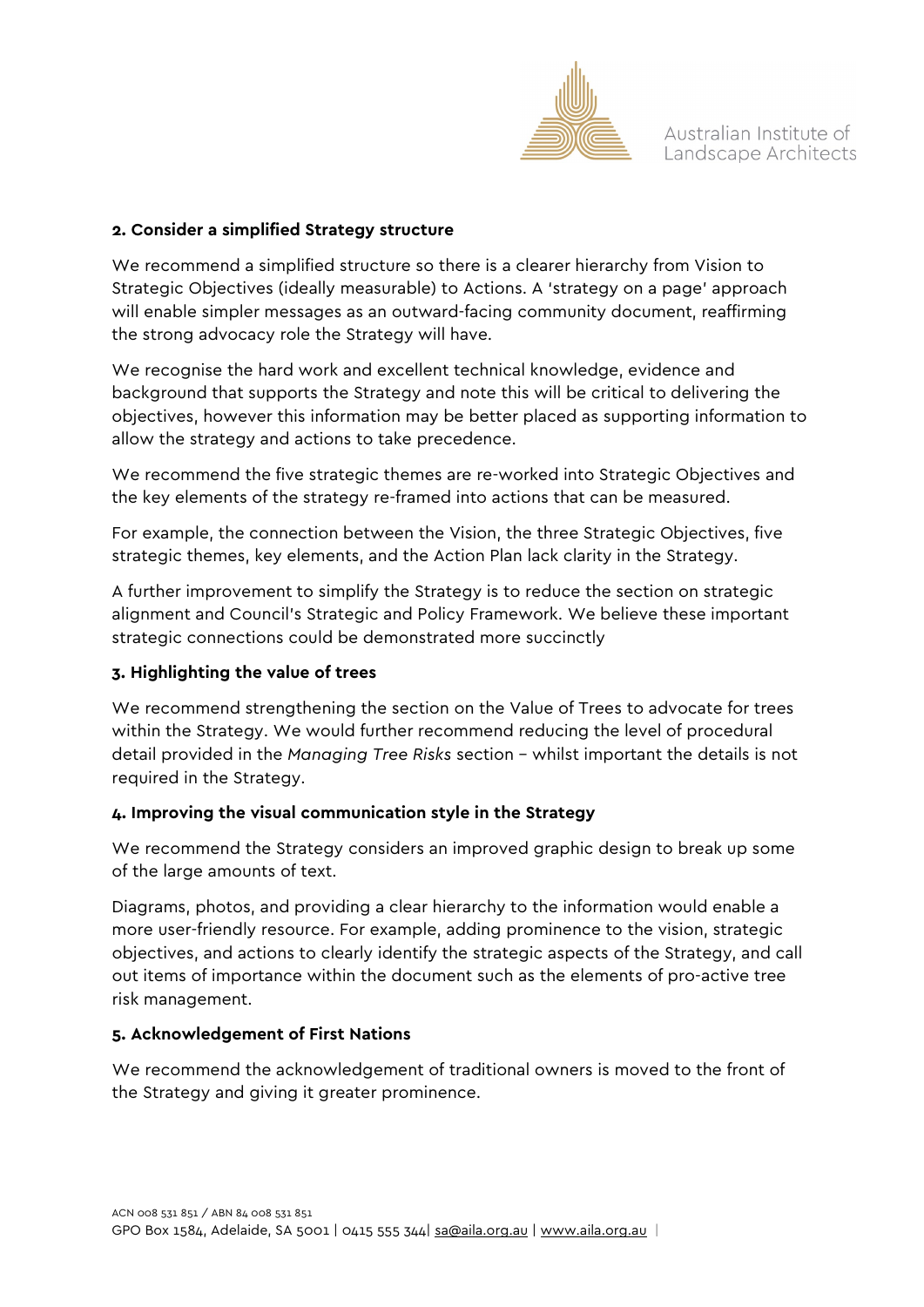**2. Consider a simplified Strategy structure**

We recommend a simplified structure so there is a clearer hierarchy from Vision to Strategic Objectives (ideally measurable) to Actions. A 'strategy on a page' approach will enable simpler messages as an outward-facing community document, reaffirming the strong advocacy role the Strategy will have.

We recognise the hard work and excellent technical knowledge, evidence and background that supports the Strategy and note this will be critical to delivering the objectives, however this information may be better placed as supporting information to allow the strategy and actions to take precedence.

We recommend the five strategic themes are re-worked into Strategic Objectives and the key elements of the strategy re-framed into actions that can be measured.

For example, the connection between the Vision, the three Strategic Objectives, five strategic themes, key elements, and the Action Plan lack clarity in the Strategy.

A further improvement to simplify the Strategy is to reduce the section on strategic alignment and Council's Strategic and Policy Framework. We believe these important strategic connections could be demonstrated more succinctly

**3. Highlighting the value of trees**

We recommend strengthening the section on the Value of Trees to advocate for trees within the Strategy. We would further recommend reducing the level of procedural detail provided in the *Managing Tree Risks* section – whilst important the details is not required in the Strategy.

**4. Improving the visual communication style in the Strategy**

We recommend the Strategy considers an improved graphic design to break up some of the large amounts of text.

Diagrams, photos, and providing a clear hierarchy to the information would enable a more user-friendly resource. For example, adding prominence to the vision, strategic objectives, and actions to clearly identify the strategic aspects of the Strategy, and call out items of importance within the document such as the elements of pro-active tree risk management.

**5. Acknowledgement of First Nations**

We recommend the acknowledgement of traditional owners is moved to the front of the Strategy and giving it greater prominence.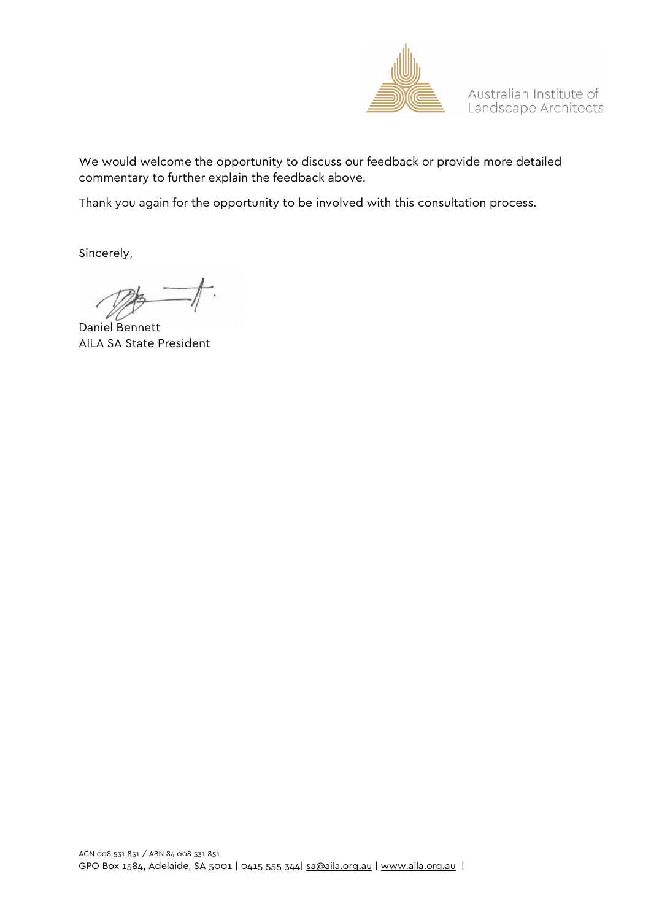We would welcome the opportunity to discuss our feedback or provide more detailed commentary to further explain the feedback above.

Thank you again for the opportunity to be involved with this consultation process.

Sincerely,

Daniel Bennett
AILA SA State President